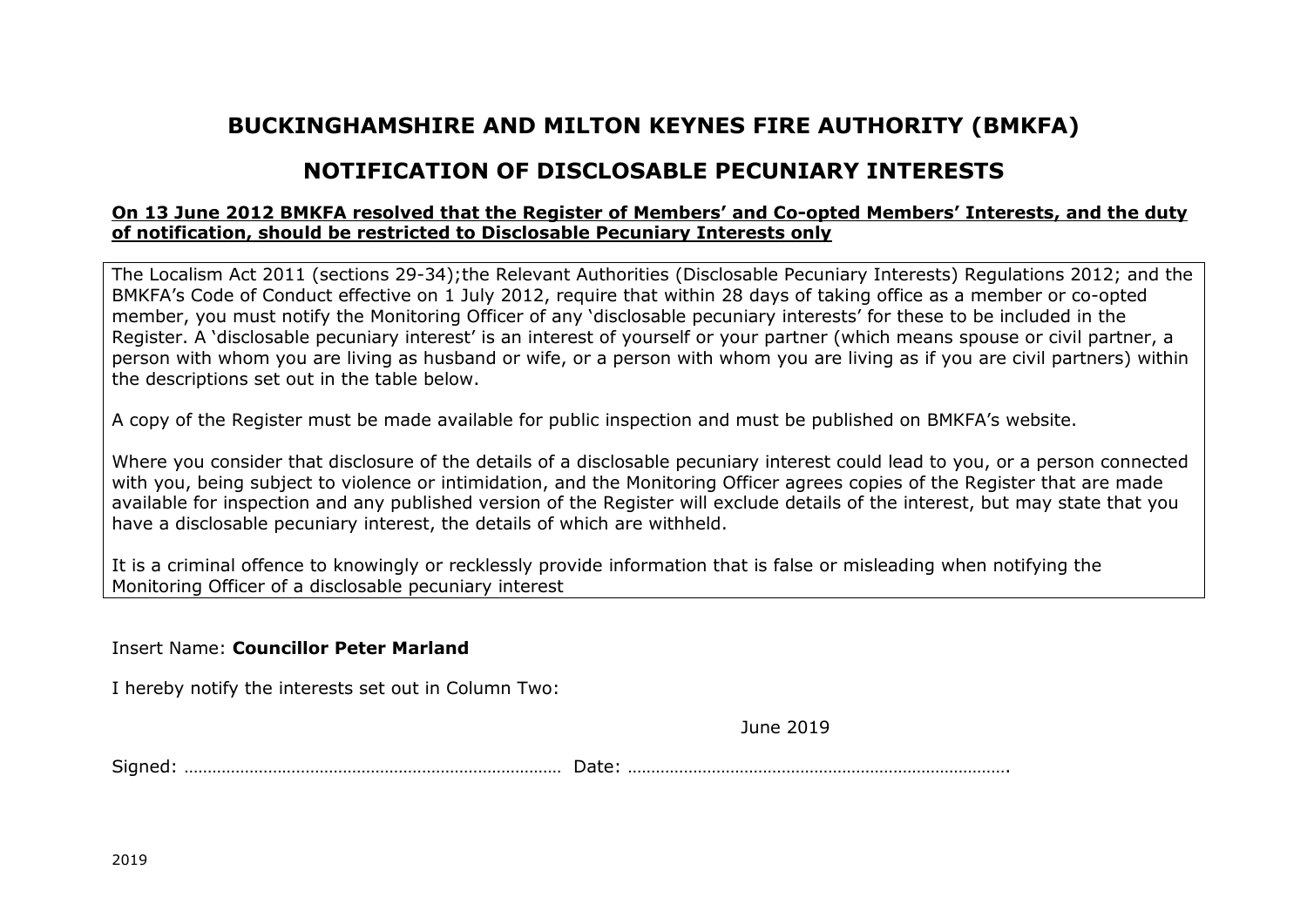# BUCKINGHAMSHIRE AND MILTON KEYNES FIRE AUTHORITY (BMKFA)

## NOTIFICATION OF DISCLOSABLE PECUNIARY INTERESTS

**On 13 June 2012 BMKFA resolved that the Register of Members' and Co-opted Members' Interests, and the duty of notification, should be restricted to Disclosable Pecuniary Interests only**

The Localism Act 2011 (sections 29-34);the Relevant Authorities (Disclosable Pecuniary Interests) Regulations 2012; and the BMKFA's Code of Conduct effective on 1 July 2012, require that within 28 days of taking office as a member or co-opted member, you must notify the Monitoring Officer of any 'disclosable pecuniary interests' for these to be included in the Register. A 'disclosable pecuniary interest' is an interest of yourself or your partner (which means spouse or civil partner, a person with whom you are living as husband or wife, or a person with whom you are living as if you are civil partners) within the descriptions set out in the table below.

A copy of the Register must be made available for public inspection and must be published on BMKFA's website.

Where you consider that disclosure of the details of a disclosable pecuniary interest could lead to you, or a person connected with you, being subject to violence or intimidation, and the Monitoring Officer agrees copies of the Register that are made available for inspection and any published version of the Register will exclude details of the interest, but may state that you have a disclosable pecuniary interest, the details of which are withheld.

It is a criminal offence to knowingly or recklessly provide information that is false or misleading when notifying the Monitoring Officer of a disclosable pecuniary interest

Insert Name: **Councillor Peter Marland**

I hereby notify the interests set out in Column Two:

June 2019

Signed: ……………………………………………………………………… Date: ……………………………………………………………………….

2019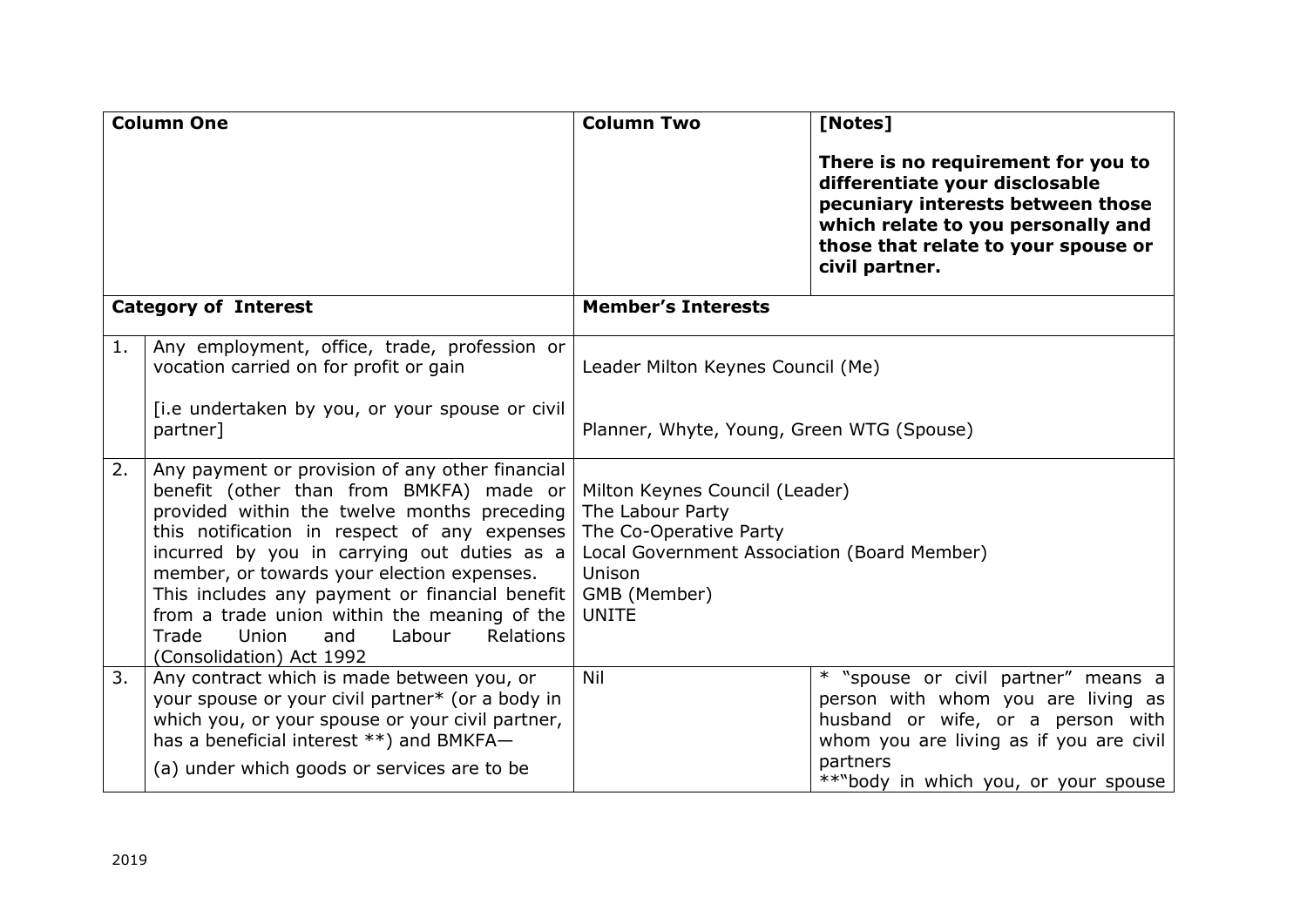| Column One | | Column Two | [Notes]<br><br>**There is no requirement for you to differentiate your disclosable pecuniary interests between those which relate to you personally and those that relate to your spouse or civil partner.** |
|---|---|---|---|
| **Category of Interest** | | **Member's Interests** | |
| 1. | Any employment, office, trade, profession or vocation carried on for profit or gain<br><br>[i.e undertaken by you, or your spouse or civil partner] | Leader Milton Keynes Council (Me)<br><br>Planner, Whyte, Young, Green WTG (Spouse) | |
| 2. | Any payment or provision of any other financial benefit (other than from BMKFA) made or provided within the twelve months preceding this notification in respect of any expenses incurred by you in carrying out duties as a member, or towards your election expenses. This includes any payment or financial benefit from a trade union within the meaning of the Trade Union and Labour Relations (Consolidation) Act 1992 | Milton Keynes Council (Leader)<br>The Labour Party<br>The Co-Operative Party<br>Local Government Association (Board Member)<br>Unison<br>GMB (Member)<br>UNITE | |
| 3. | Any contract which is made between you, or your spouse or your civil partner* (or a body in which you, or your spouse or your civil partner, has a beneficial interest **) and BMKFA—<br><br>(a) under which goods or services are to be | Nil | * "spouse or civil partner" means a person with whom you are living as husband or wife, or a person with whom you are living as if you are civil partners<br>**"body in which you, or your spouse |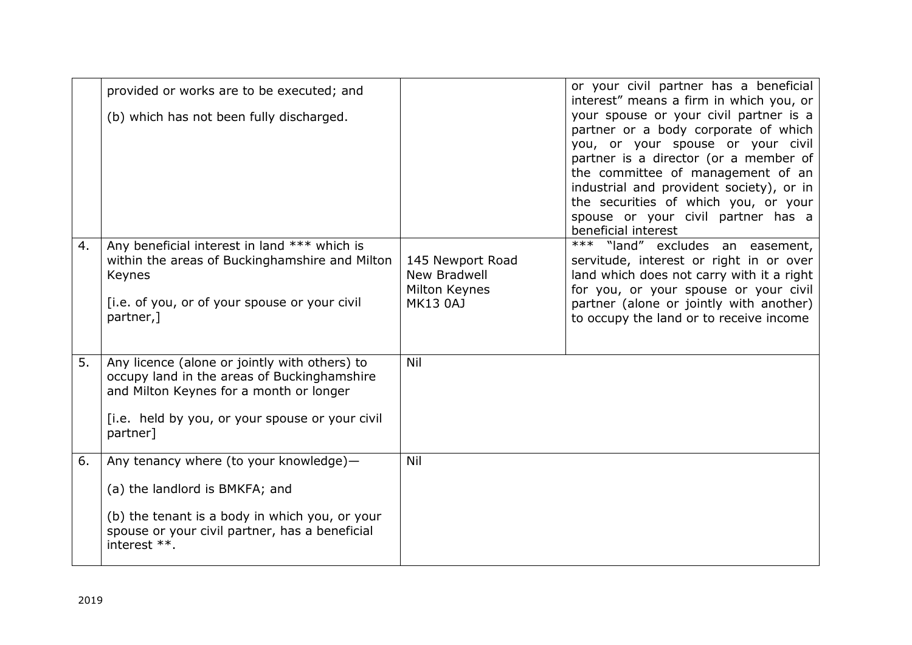| | | | |
|---|---|---|---|
| | provided or works are to be executed; and<br><br>(b) which has not been fully discharged. | | or your civil partner has a beneficial interest" means a firm in which you, or your spouse or your civil partner is a partner or a body corporate of which you, or your spouse or your civil partner is a director (or a member of the committee of management of an industrial and provident society), or in the securities of which you, or your spouse or your civil partner has a beneficial interest |
| 4. | Any beneficial interest in land *** which is within the areas of Buckinghamshire and Milton Keynes<br><br>[i.e. of you, or of your spouse or your civil partner,] | 145 Newport Road<br>New Bradwell<br>Milton Keynes<br>MK13 0AJ | *** "land" excludes an easement, servitude, interest or right in or over land which does not carry with it a right for you, or your spouse or your civil partner (alone or jointly with another) to occupy the land or to receive income |
| 5. | Any licence (alone or jointly with others) to occupy land in the areas of Buckinghamshire and Milton Keynes for a month or longer<br><br>[i.e. held by you, or your spouse or your civil partner] | Nil | |
| 6. | Any tenancy where (to your knowledge)—<br><br>(a) the landlord is BMKFA; and<br><br>(b) the tenant is a body in which you, or your spouse or your civil partner, has a beneficial interest **. | Nil | |

2019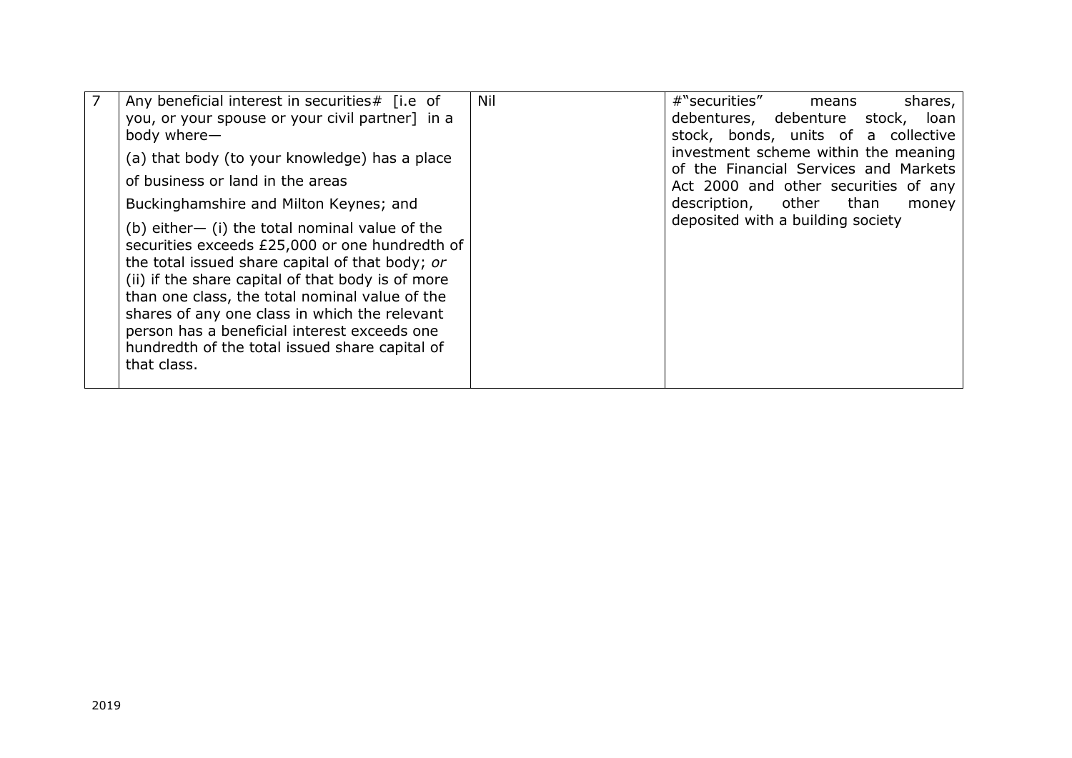| | | | |
|---|---|---|---|
| 7 | Any beneficial interest in securities# [i.e of you, or your spouse or your civil partner] in a body where—<br><br>(a) that body (to your knowledge) has a place of business or land in the areas Buckinghamshire and Milton Keynes; and<br><br>(b) either— (i) the total nominal value of the securities exceeds £25,000 or one hundredth of the total issued share capital of that body; *or* (ii) if the share capital of that body is of more than one class, the total nominal value of the shares of any one class in which the relevant person has a beneficial interest exceeds one hundredth of the total issued share capital of that class. | Nil | #"securities" means shares, debentures, debenture stock, loan stock, bonds, units of a collective investment scheme within the meaning of the Financial Services and Markets Act 2000 and other securities of any description, other than money deposited with a building society |

2019